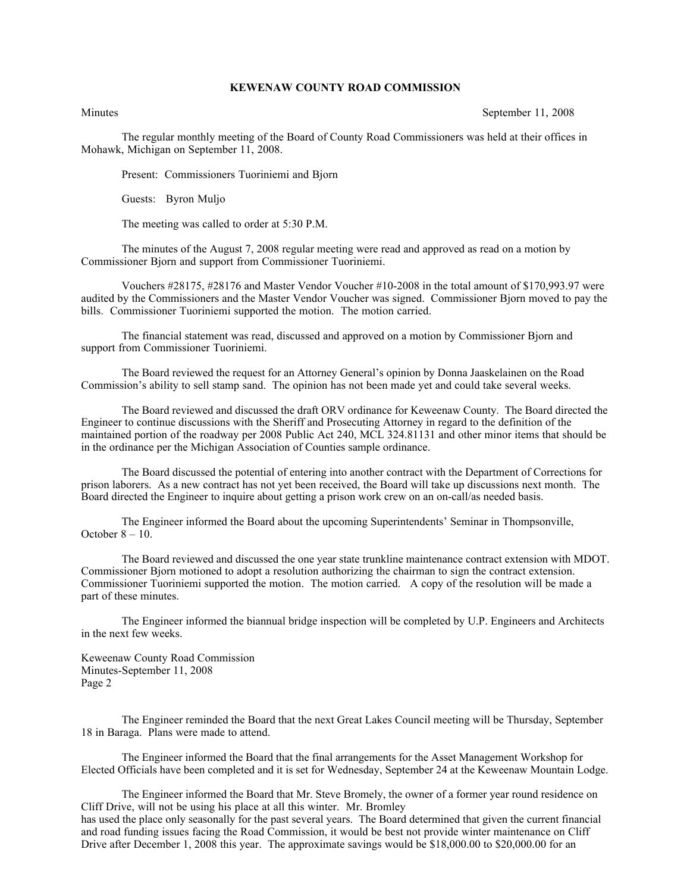# KEWENAW COUNTY ROAD COMMISSION

Minutes September 11, 2008

The regular monthly meeting of the Board of County Road Commissioners was held at their offices in Mohawk, Michigan on September 11, 2008.

Present: Commissioners Tuoriniemi and Bjorn

Guests: Byron Muljo

The meeting was called to order at 5:30 P.M.

The minutes of the August 7, 2008 regular meeting were read and approved as read on a motion by Commissioner Bjorn and support from Commissioner Tuoriniemi.

Vouchers #28175, #28176 and Master Vendor Voucher #10-2008 in the total amount of $170,993.97 were audited by the Commissioners and the Master Vendor Voucher was signed. Commissioner Bjorn moved to pay the bills. Commissioner Tuoriniemi supported the motion. The motion carried.

The financial statement was read, discussed and approved on a motion by Commissioner Bjorn and support from Commissioner Tuoriniemi.

The Board reviewed the request for an Attorney General's opinion by Donna Jaaskelainen on the Road Commission's ability to sell stamp sand. The opinion has not been made yet and could take several weeks.

The Board reviewed and discussed the draft ORV ordinance for Keweenaw County. The Board directed the Engineer to continue discussions with the Sheriff and Prosecuting Attorney in regard to the definition of the maintained portion of the roadway per 2008 Public Act 240, MCL 324.81131 and other minor items that should be in the ordinance per the Michigan Association of Counties sample ordinance.

The Board discussed the potential of entering into another contract with the Department of Corrections for prison laborers. As a new contract has not yet been received, the Board will take up discussions next month. The Board directed the Engineer to inquire about getting a prison work crew on an on-call/as needed basis.

The Engineer informed the Board about the upcoming Superintendents' Seminar in Thompsonville, October 8 – 10.

The Board reviewed and discussed the one year state trunkline maintenance contract extension with MDOT. Commissioner Bjorn motioned to adopt a resolution authorizing the chairman to sign the contract extension. Commissioner Tuoriniemi supported the motion. The motion carried. A copy of the resolution will be made a part of these minutes.

The Engineer informed the biannual bridge inspection will be completed by U.P. Engineers and Architects in the next few weeks.

The Engineer reminded the Board that the next Great Lakes Council meeting will be Thursday, September 18 in Baraga. Plans were made to attend.

The Engineer informed the Board that the final arrangements for the Asset Management Workshop for Elected Officials have been completed and it is set for Wednesday, September 24 at the Keweenaw Mountain Lodge.

The Engineer informed the Board that Mr. Steve Bromely, the owner of a former year round residence on Cliff Drive, will not be using his place at all this winter. Mr. Bromley has used the place only seasonally for the past several years. The Board determined that given the current financial and road funding issues facing the Road Commission, it would be best not provide winter maintenance on Cliff Drive after December 1, 2008 this year. The approximate savings would be $18,000.00 to $20,000.00 for an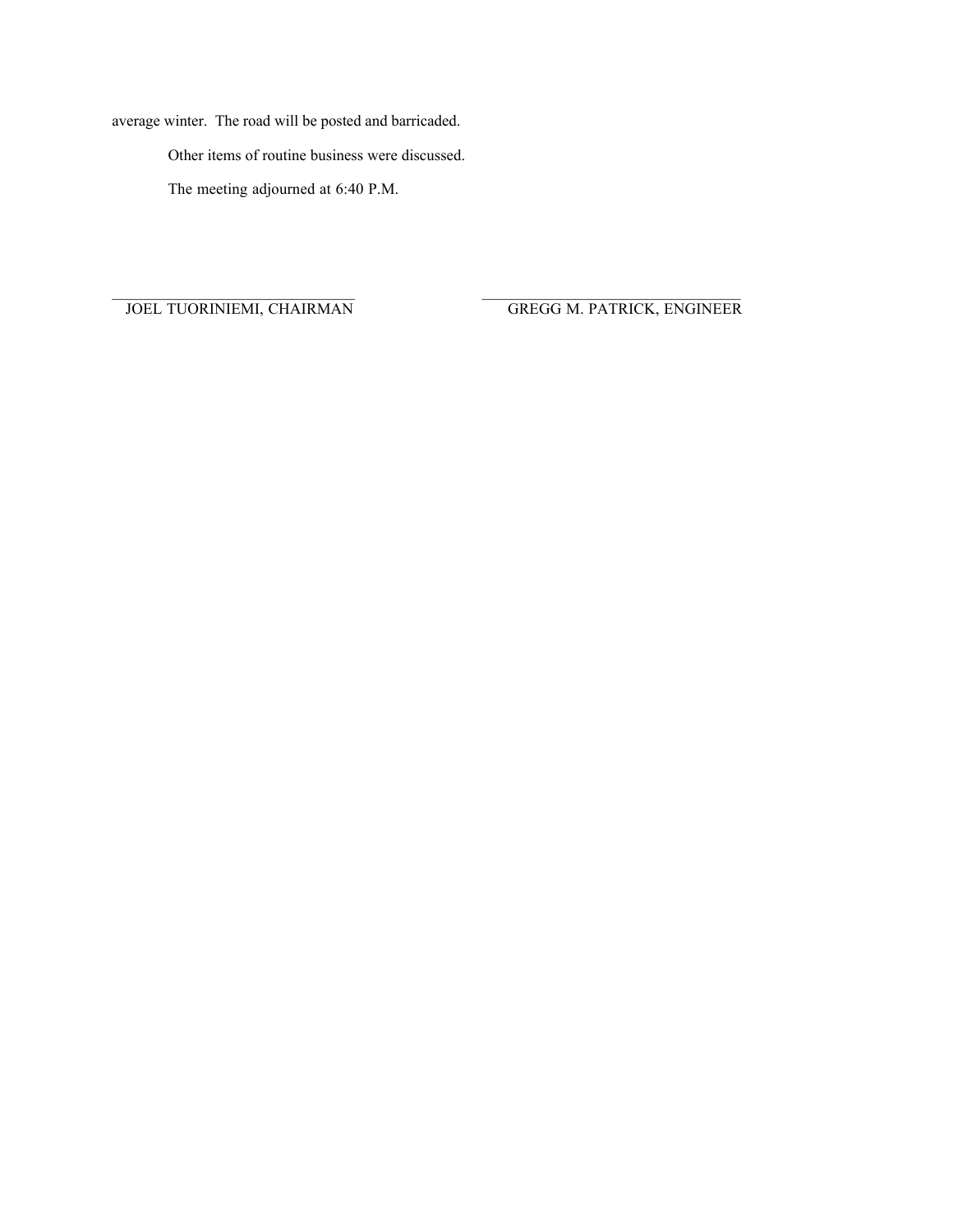average winter. The road will be posted and barricaded.

Other items of routine business were discussed.

The meeting adjourned at 6:40 P.M.

\_\_\_\_\_\_\_\_\_\_\_\_\_\_\_\_\_\_\_\_\_\_\_\_\_\_\_\_\_\_ 
JOEL TUORINIEMI, CHAIRMAN

\_\_\_\_\_\_\_\_\_\_\_\_\_\_\_\_\_\_\_\_\_\_\_\_\_\_\_\_\_\_ 
GREGG M. PATRICK, ENGINEER